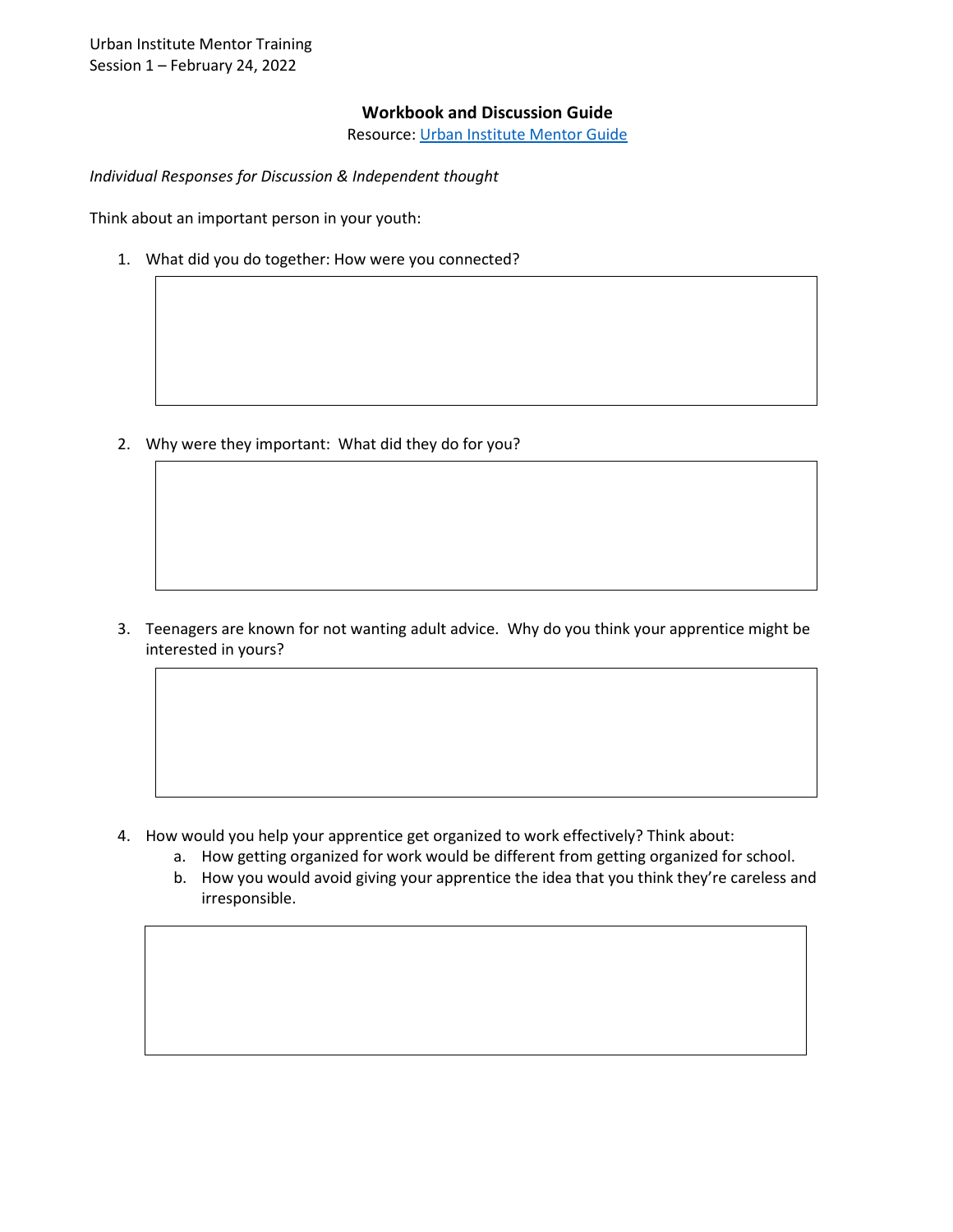Urban Institute Mentor Training
Session 1 – February 24, 2022

## Workbook and Discussion Guide

Resource: [Urban Institute Mentor Guide]

*Individual Responses for Discussion & Independent thought*

Think about an important person in your youth:

1. What did you do together: How were you connected?

2. Why were they important: What did they do for you?

3. Teenagers are known for not wanting adult advice. Why do you think your apprentice might be interested in yours?

4. How would you help your apprentice get organized to work effectively? Think about:
   a. How getting organized for work would be different from getting organized for school.
   b. How you would avoid giving your apprentice the idea that you think they're careless and irresponsible.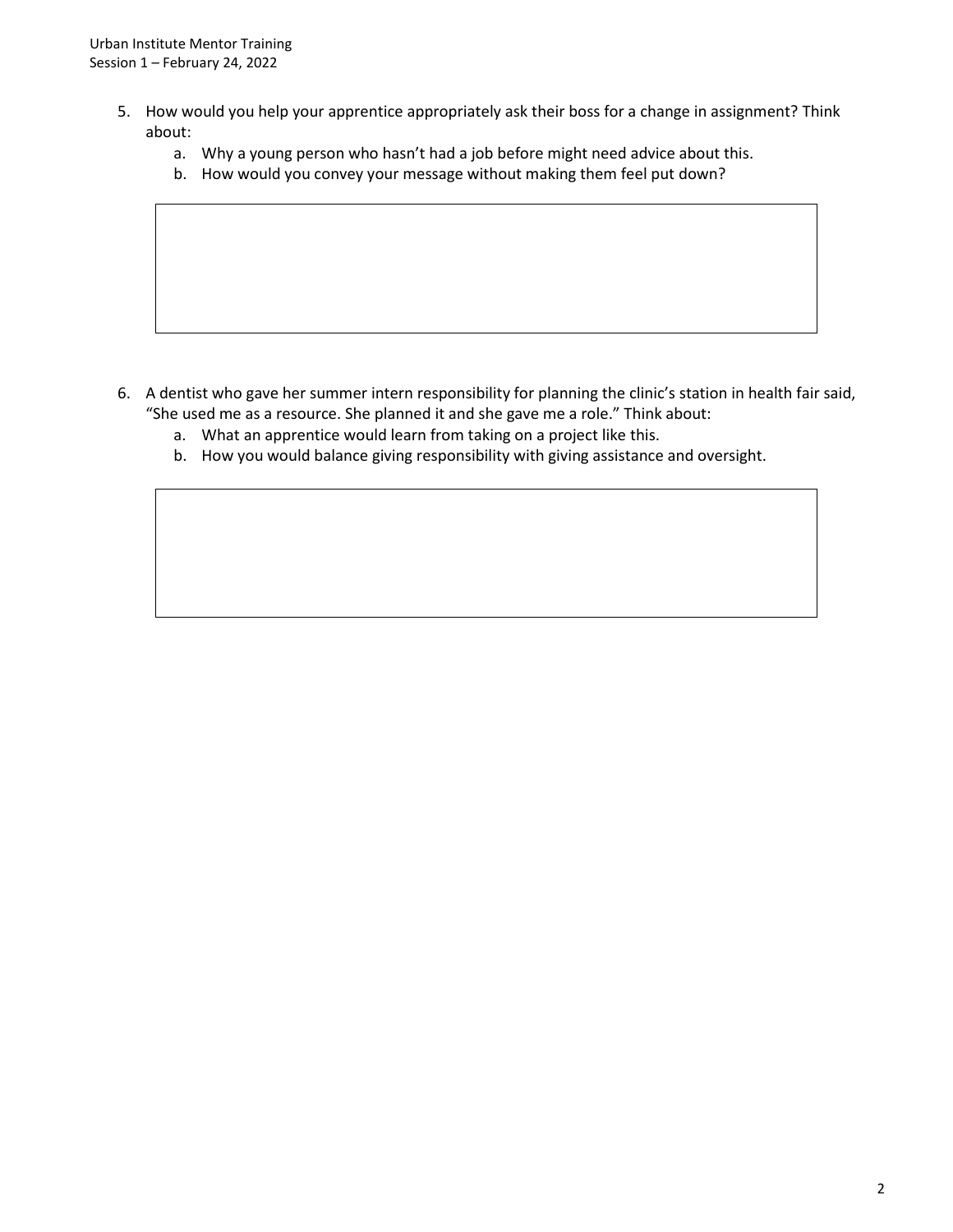5. How would you help your apprentice appropriately ask their boss for a change in assignment? Think about:
    a. Why a young person who hasn't had a job before might need advice about this.
    b. How would you convey your message without making them feel put down?

6. A dentist who gave her summer intern responsibility for planning the clinic's station in health fair said, "She used me as a resource. She planned it and she gave me a role." Think about:
    a. What an apprentice would learn from taking on a project like this.
    b. How you would balance giving responsibility with giving assistance and oversight.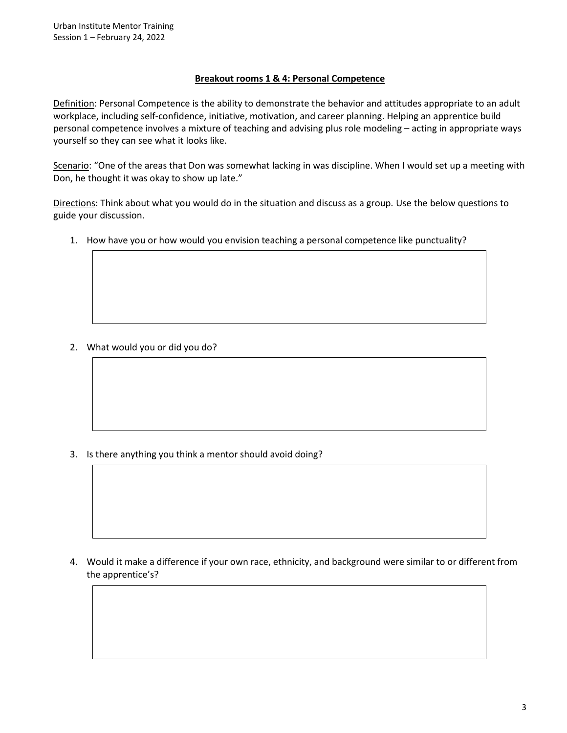## Breakout rooms 1 & 4: Personal Competence

Definition: Personal Competence is the ability to demonstrate the behavior and attitudes appropriate to an adult workplace, including self-confidence, initiative, motivation, and career planning. Helping an apprentice build personal competence involves a mixture of teaching and advising plus role modeling – acting in appropriate ways yourself so they can see what it looks like.

Scenario: "One of the areas that Don was somewhat lacking in was discipline. When I would set up a meeting with Don, he thought it was okay to show up late."

Directions: Think about what you would do in the situation and discuss as a group. Use the below questions to guide your discussion.

1. How have you or how would you envision teaching a personal competence like punctuality?

2. What would you or did you do?

3. Is there anything you think a mentor should avoid doing?

4. Would it make a difference if your own race, ethnicity, and background were similar to or different from the apprentice's?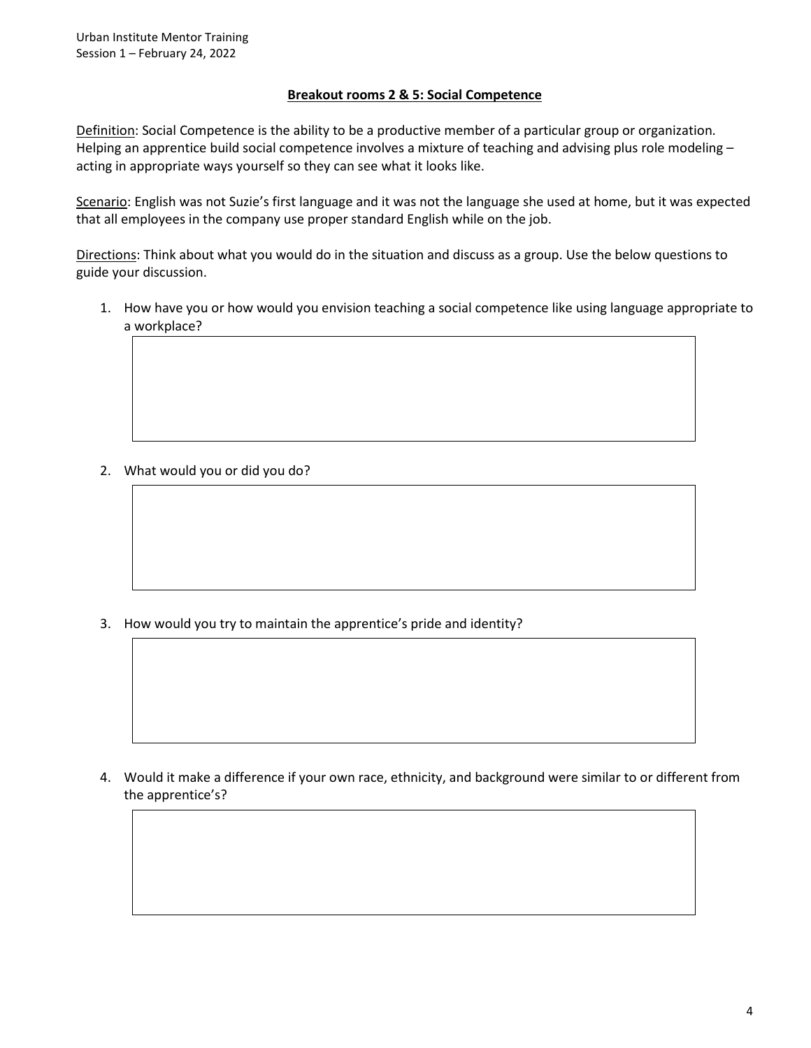**Breakout rooms 2 & 5: Social Competence**

Definition: Social Competence is the ability to be a productive member of a particular group or organization. Helping an apprentice build social competence involves a mixture of teaching and advising plus role modeling – acting in appropriate ways yourself so they can see what it looks like.

Scenario: English was not Suzie's first language and it was not the language she used at home, but it was expected that all employees in the company use proper standard English while on the job.

Directions: Think about what you would do in the situation and discuss as a group. Use the below questions to guide your discussion.

1. How have you or how would you envision teaching a social competence like using language appropriate to a workplace?

2. What would you or did you do?

3. How would you try to maintain the apprentice's pride and identity?

4. Would it make a difference if your own race, ethnicity, and background were similar to or different from the apprentice's?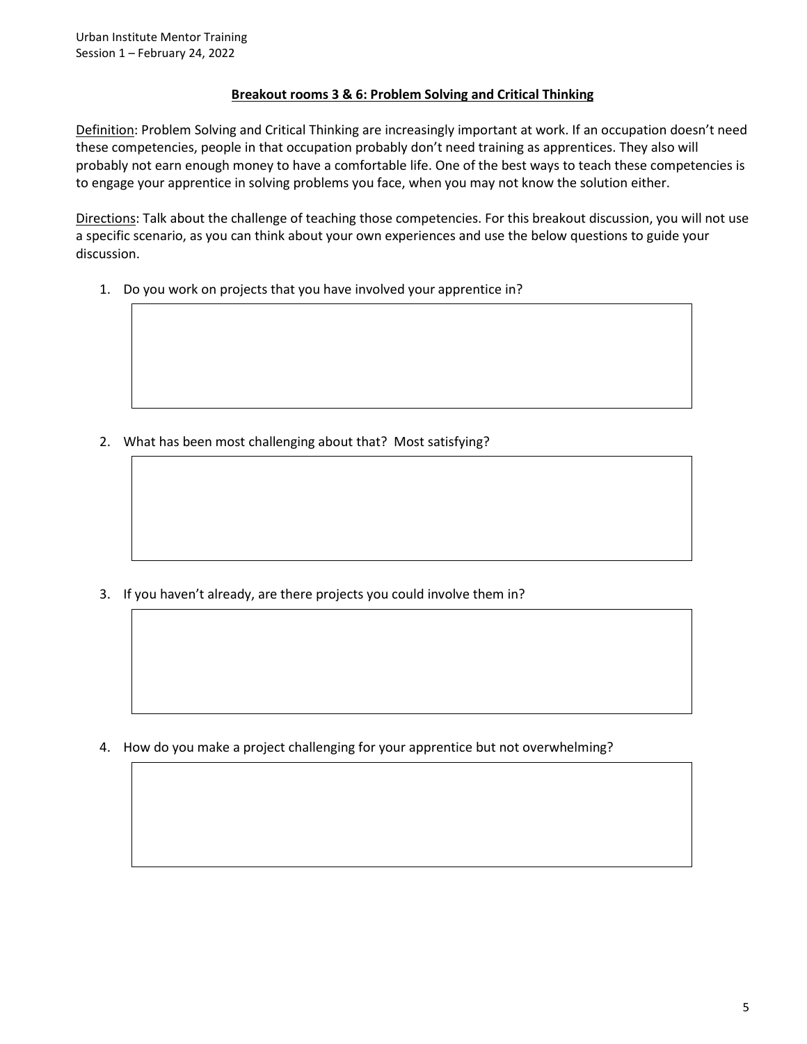Urban Institute Mentor Training
Session 1 – February 24, 2022

## Breakout rooms 3 & 6: Problem Solving and Critical Thinking

Definition: Problem Solving and Critical Thinking are increasingly important at work. If an occupation doesn't need these competencies, people in that occupation probably don't need training as apprentices. They also will probably not earn enough money to have a comfortable life. One of the best ways to teach these competencies is to engage your apprentice in solving problems you face, when you may not know the solution either.

Directions: Talk about the challenge of teaching those competencies. For this breakout discussion, you will not use a specific scenario, as you can think about your own experiences and use the below questions to guide your discussion.

1. Do you work on projects that you have involved your apprentice in?

2. What has been most challenging about that? Most satisfying?

3. If you haven't already, are there projects you could involve them in?

4. How do you make a project challenging for your apprentice but not overwhelming?